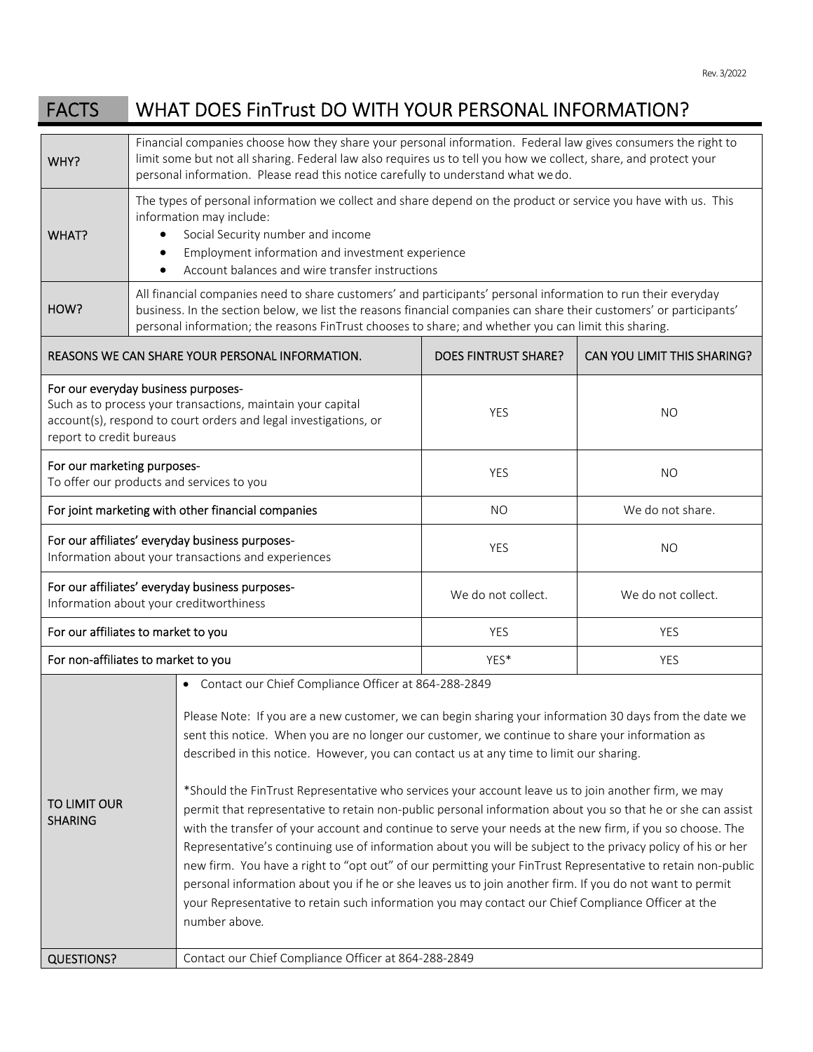Rev. 3/2022

# FACTS WHAT DOES FinTrust DO WITH YOUR PERSONAL INFORMATION?

| | |
|---|---|
| WHY? | Financial companies choose how they share your personal information. Federal law gives consumers the right to limit some but not all sharing. Federal law also requires us to tell you how we collect, share, and protect your personal information. Please read this notice carefully to understand what we do. |
| WHAT? | The types of personal information we collect and share depend on the product or service you have with us. This information may include:<br>• Social Security number and income<br>• Employment information and investment experience<br>• Account balances and wire transfer instructions |
| HOW? | All financial companies need to share customers' and participants' personal information to run their everyday business. In the section below, we list the reasons financial companies can share their customers' or participants' personal information; the reasons FinTrust chooses to share; and whether you can limit this sharing. |

| REASONS WE CAN SHARE YOUR PERSONAL INFORMATION. | DOES FINTRUST SHARE? | CAN YOU LIMIT THIS SHARING? |
|---|---|---|
| **For our everyday business purposes-** Such as to process your transactions, maintain your capital account(s), respond to court orders and legal investigations, or report to credit bureaus | YES | NO |
| **For our marketing purposes-** To offer our products and services to you | YES | NO |
| **For joint marketing with other financial companies** | NO | We do not share. |
| **For our affiliates' everyday business purposes-** Information about your transactions and experiences | YES | NO |
| **For our affiliates' everyday business purposes-** Information about your creditworthiness | We do not collect. | We do not collect. |
| **For our affiliates to market to you** | YES | YES |
| **For non-affiliates to market to you** | YES* | YES |

| | |
|---|---|
| TO LIMIT OUR SHARING | • Contact our Chief Compliance Officer at 864-288-2849<br><br>Please Note: If you are a new customer, we can begin sharing your information 30 days from the date we sent this notice. When you are no longer our customer, we continue to share your information as described in this notice. However, you can contact us at any time to limit our sharing.<br><br>*Should the FinTrust Representative who services your account leave us to join another firm, we may permit that representative to retain non-public personal information about you so that he or she can assist with the transfer of your account and continue to serve your needs at the new firm, if you so choose. The Representative's continuing use of information about you will be subject to the privacy policy of his or her new firm. You have a right to "opt out" of our permitting your FinTrust Representative to retain non-public personal information about you if he or she leaves us to join another firm. If you do not want to permit your Representative to retain such information you may contact our Chief Compliance Officer at the number above. |
| QUESTIONS? | Contact our Chief Compliance Officer at 864-288-2849 |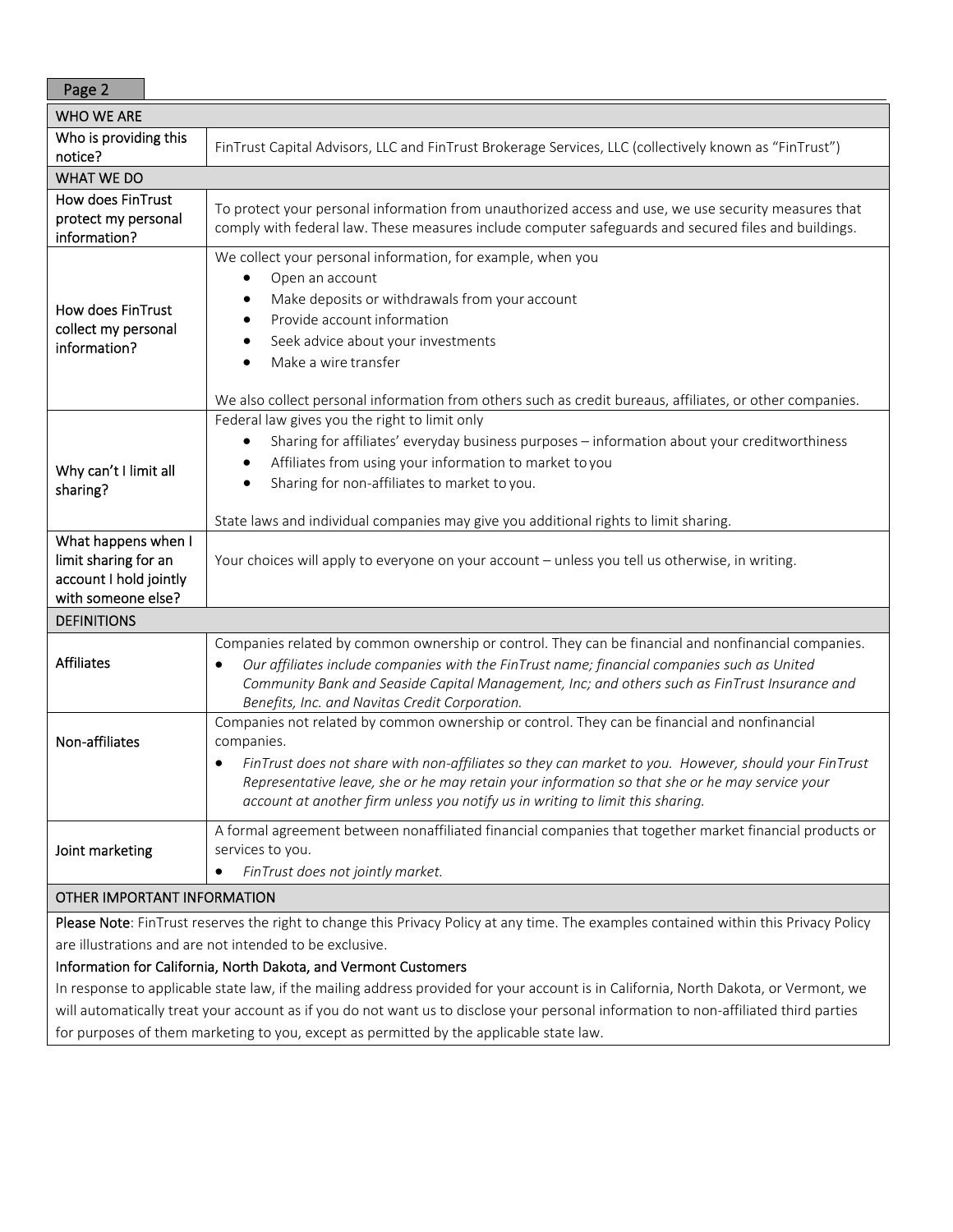| | |
|---|---|
| **WHO WE ARE** | |
| Who is providing this notice? | FinTrust Capital Advisors, LLC and FinTrust Brokerage Services, LLC (collectively known as "FinTrust") |
| **WHAT WE DO** | |
| How does FinTrust protect my personal information? | To protect your personal information from unauthorized access and use, we use security measures that comply with federal law. These measures include computer safeguards and secured files and buildings. |
| How does FinTrust collect my personal information? | We collect your personal information, for example, when you<br>• Open an account<br>• Make deposits or withdrawals from your account<br>• Provide account information<br>• Seek advice about your investments<br>• Make a wire transfer<br><br>We also collect personal information from others such as credit bureaus, affiliates, or other companies. |
| Why can't I limit all sharing? | Federal law gives you the right to limit only<br>• Sharing for affiliates' everyday business purposes – information about your creditworthiness<br>• Affiliates from using your information to market to you<br>• Sharing for non-affiliates to market to you.<br><br>State laws and individual companies may give you additional rights to limit sharing. |
| What happens when I limit sharing for an account I hold jointly with someone else? | Your choices will apply to everyone on your account – unless you tell us otherwise, in writing. |
| **DEFINITIONS** | |
| Affiliates | Companies related by common ownership or control. They can be financial and nonfinancial companies.<br>• *Our affiliates include companies with the FinTrust name; financial companies such as United Community Bank and Seaside Capital Management, Inc; and others such as FinTrust Insurance and Benefits, Inc. and Navitas Credit Corporation.* |
| Non-affiliates | Companies not related by common ownership or control. They can be financial and nonfinancial companies.<br>• *FinTrust does not share with non-affiliates so they can market to you. However, should your FinTrust Representative leave, she or he may retain your information so that she or he may service your account at another firm unless you notify us in writing to limit this sharing.* |
| Joint marketing | A formal agreement between nonaffiliated financial companies that together market financial products or services to you.<br>• *FinTrust does not jointly market.* |

**OTHER IMPORTANT INFORMATION**

**Please Note**: FinTrust reserves the right to change this Privacy Policy at any time. The examples contained within this Privacy Policy are illustrations and are not intended to be exclusive.

**Information for California, North Dakota, and Vermont Customers**

In response to applicable state law, if the mailing address provided for your account is in California, North Dakota, or Vermont, we will automatically treat your account as if you do not want us to disclose your personal information to non-affiliated third parties for purposes of them marketing to you, except as permitted by the applicable state law.